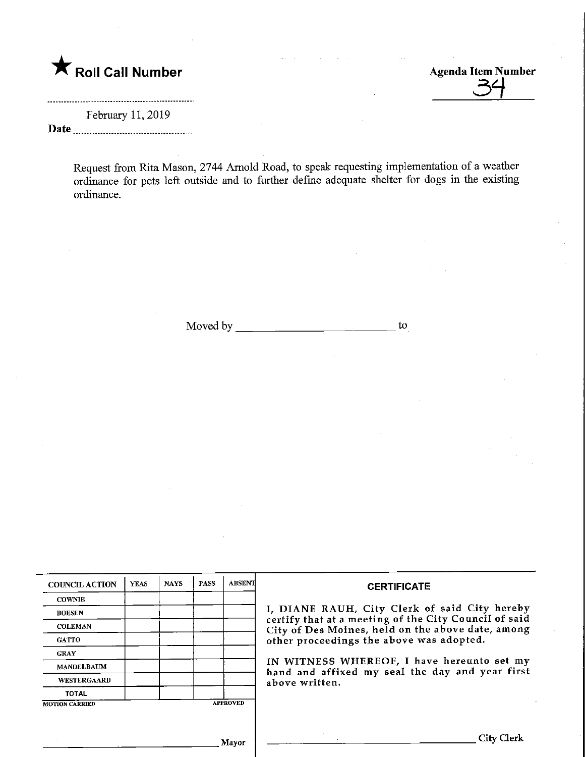★ **Roll Call Number**

**Agenda Item Number**
34

February 11, 2019

**Date**

Request from Rita Mason, 2744 Arnold Road, to speak requesting implementation of a weather ordinance for pets left outside and to further define adequate shelter for dogs in the existing ordinance.

Moved by ______________________ to

| COUNCIL ACTION | YEAS | NAYS | PASS | ABSENT |
|---|---|---|---|---|
| COWNIE | | | | |
| BOESEN | | | | |
| COLEMAN | | | | |
| GATTO | | | | |
| GRAY | | | | |
| MANDELBAUM | | | | |
| WESTERGAARD | | | | |
| TOTAL | | | | |

MOTION CARRIED                                APPROVED

______________________ Mayor

**CERTIFICATE**

I, DIANE RAUH, City Clerk of said City hereby certify that at a meeting of the City Council of said City of Des Moines, held on the above date, among other proceedings the above was adopted.

IN WITNESS WHEREOF, I have hereunto set my hand and affixed my seal the day and year first above written.

______________________ City Clerk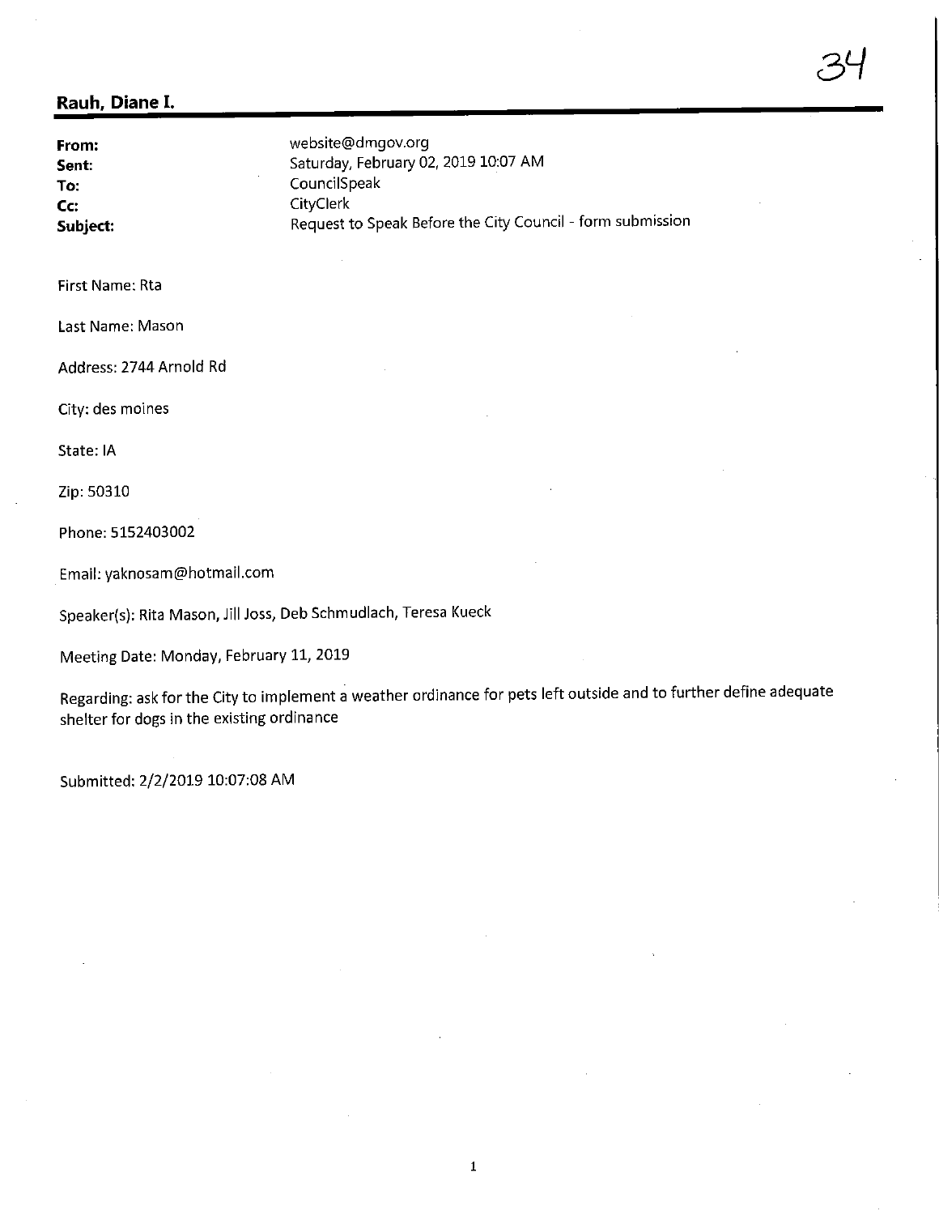34

## Rauh, Diane I.

**From:** website@dmgov.org
**Sent:** Saturday, February 02, 2019 10:07 AM
**To:** CouncilSpeak
**Cc:** CityClerk
**Subject:** Request to Speak Before the City Council - form submission

First Name: Rta

Last Name: Mason

Address: 2744 Arnold Rd

City: des moines

State: IA

Zip: 50310

Phone: 5152403002

Email: yaknosam@hotmail.com

Speaker(s): Rita Mason, Jill Joss, Deb Schmudlach, Teresa Kueck

Meeting Date: Monday, February 11, 2019

Regarding: ask for the City to implement a weather ordinance for pets left outside and to further define adequate shelter for dogs in the existing ordinance

Submitted: 2/2/2019 10:07:08 AM